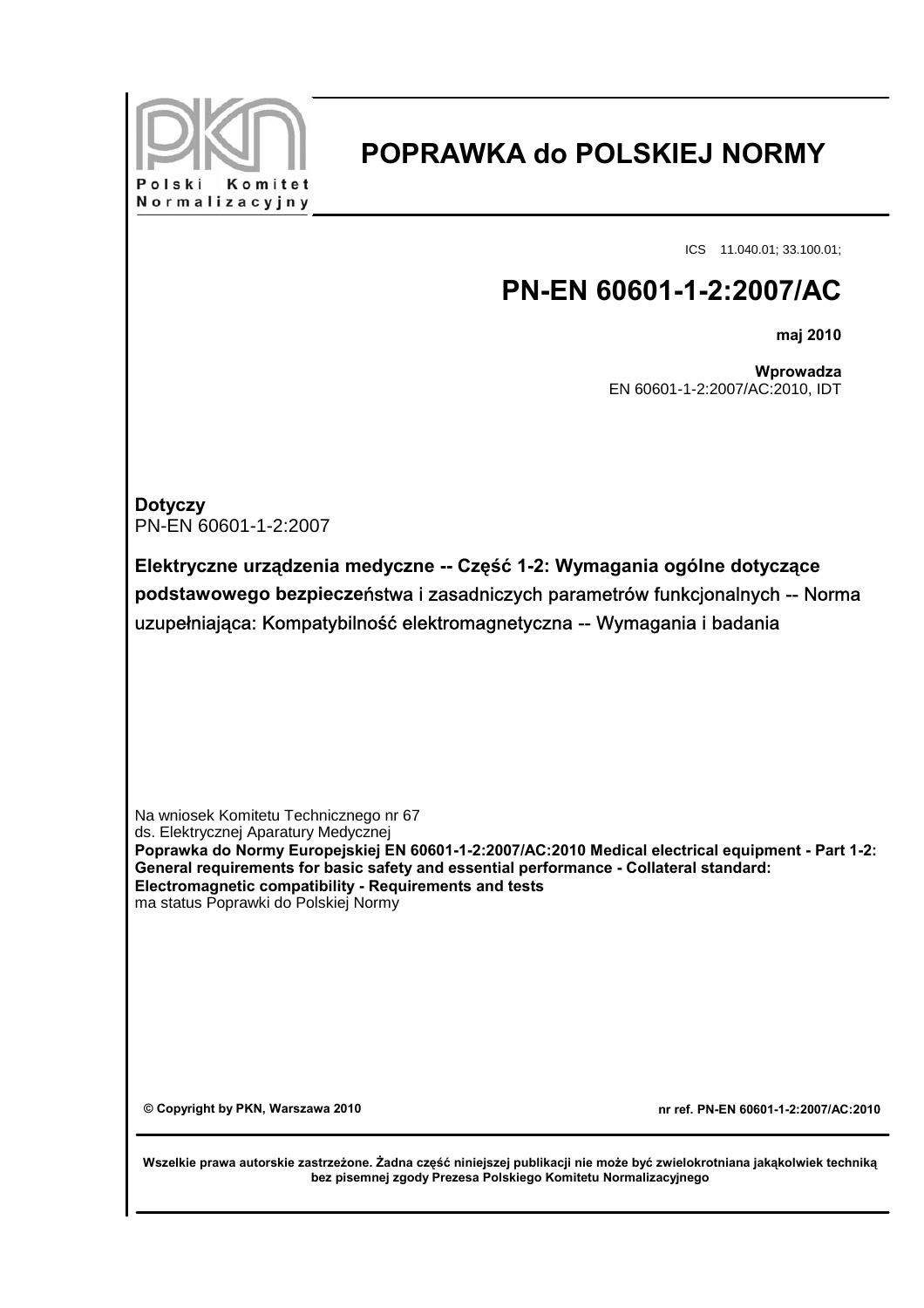Polski Komitet Normalizacyjny

# POPRAWKA do POLSKIEJ NORMY

ICS 11.040.01; 33.100.01;

## PN-EN 60601-1-2:2007/AC

**maj 2010**

**Wprowadza**
EN 60601-1-2:2007/AC:2010, IDT

**Dotyczy**
PN-EN 60601-1-2:2007

**Elektryczne urządzenia medyczne -- Część 1-2: Wymagania ogólne dotyczące podstawowego bezpieczeństwa i zasadniczych parametrów funkcjonalnych -- Norma uzupełniająca: Kompatybilność elektromagnetyczna -- Wymagania i badania**

Na wniosek Komitetu Technicznego nr 67
ds. Elektrycznej Aparatury Medycznej
**Poprawka do Normy Europejskiej EN 60601-1-2:2007/AC:2010 Medical electrical equipment - Part 1-2: General requirements for basic safety and essential performance - Collateral standard: Electromagnetic compatibility - Requirements and tests**
ma status Poprawki do Polskiej Normy

**© Copyright by PKN, Warszawa 2010**

**nr ref. PN-EN 60601-1-2:2007/AC:2010**

**Wszelkie prawa autorskie zastrzeżone. Żadna część niniejszej publikacji nie może być zwielokrotniana jakąkolwiek techniką bez pisemnej zgody Prezesa Polskiego Komitetu Normalizacyjnego**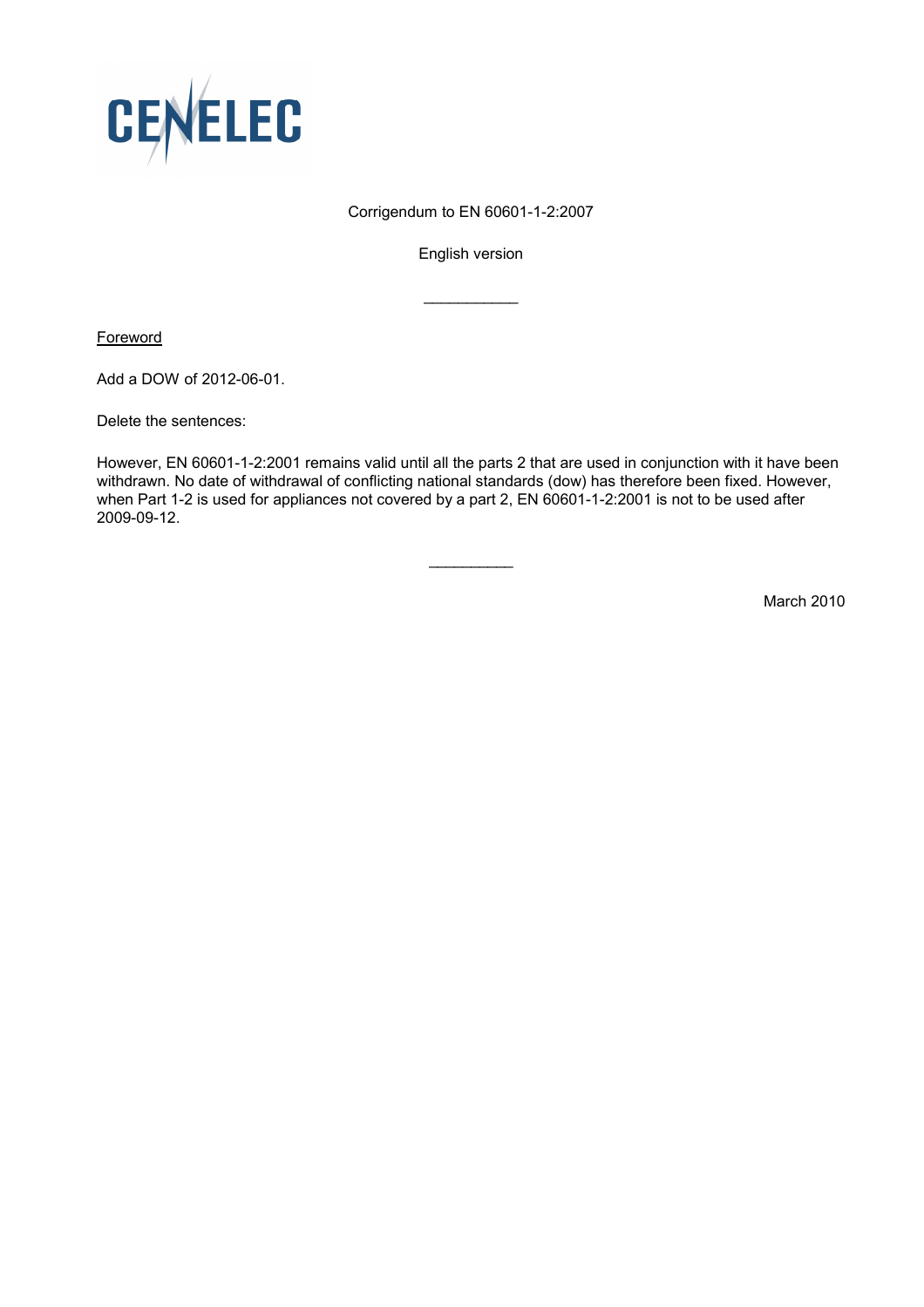CENELEC

Corrigendum to EN 60601-1-2:2007

English version

___________

Foreword

Add a DOW of 2012-06-01.

Delete the sentences:

However, EN 60601-1-2:2001 remains valid until all the parts 2 that are used in conjunction with it have been withdrawn. No date of withdrawal of conflicting national standards (dow) has therefore been fixed. However, when Part 1-2 is used for appliances not covered by a part 2, EN 60601-1-2:2001 is not to be used after 2009-09-12.

__________

March 2010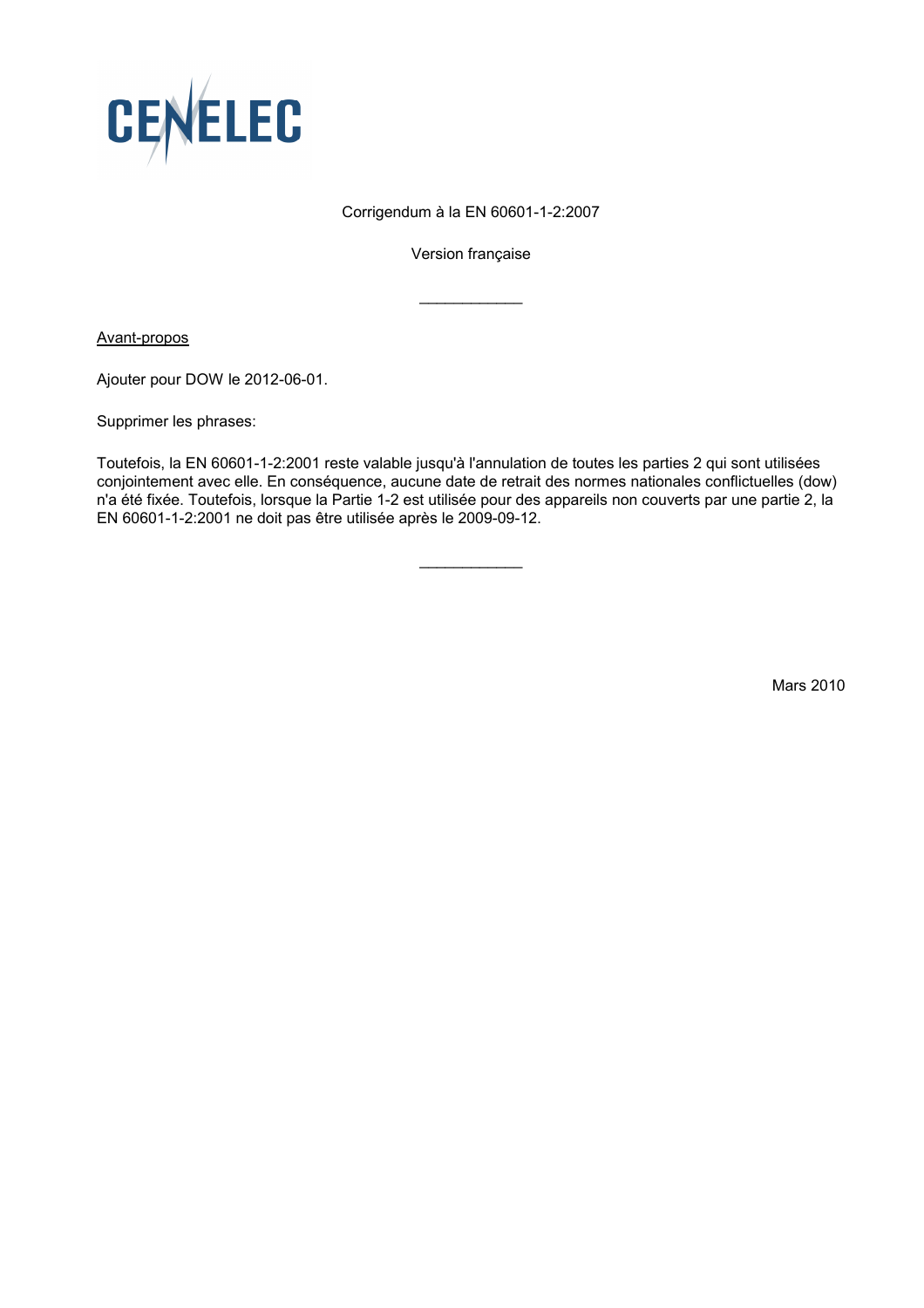CENELEC

Corrigendum à la EN 60601-1-2:2007

Version française

---

Avant-propos

Ajouter pour DOW le 2012-06-01.

Supprimer les phrases:

Toutefois, la EN 60601-1-2:2001 reste valable jusqu'à l'annulation de toutes les parties 2 qui sont utilisées conjointement avec elle. En conséquence, aucune date de retrait des normes nationales conflictuelles (dow) n'a été fixée. Toutefois, lorsque la Partie 1-2 est utilisée pour des appareils non couverts par une partie 2, la EN 60601-1-2:2001 ne doit pas être utilisée après le 2009-09-12.

---

Mars 2010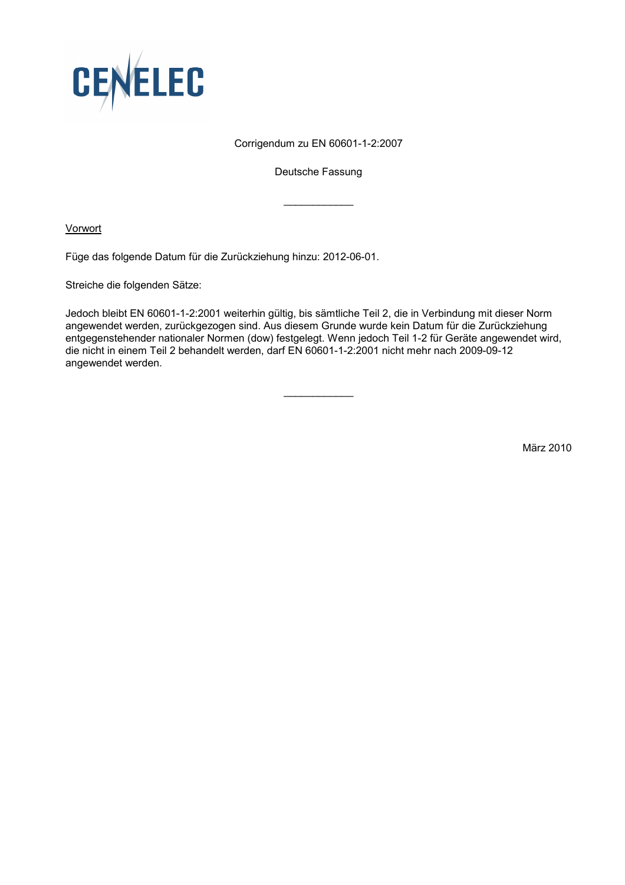CENELEC

Corrigendum zu EN 60601-1-2:2007

Deutsche Fassung

---

Vorwort

Füge das folgende Datum für die Zurückziehung hinzu: 2012-06-01.

Streiche die folgenden Sätze:

Jedoch bleibt EN 60601-1-2:2001 weiterhin gültig, bis sämtliche Teil 2, die in Verbindung mit dieser Norm angewendet werden, zurückgezogen sind. Aus diesem Grunde wurde kein Datum für die Zurückziehung entgegenstehender nationaler Normen (dow) festgelegt. Wenn jedoch Teil 1-2 für Geräte angewendet wird, die nicht in einem Teil 2 behandelt werden, darf EN 60601-1-2:2001 nicht mehr nach 2009-09-12 angewendet werden.

---

März 2010